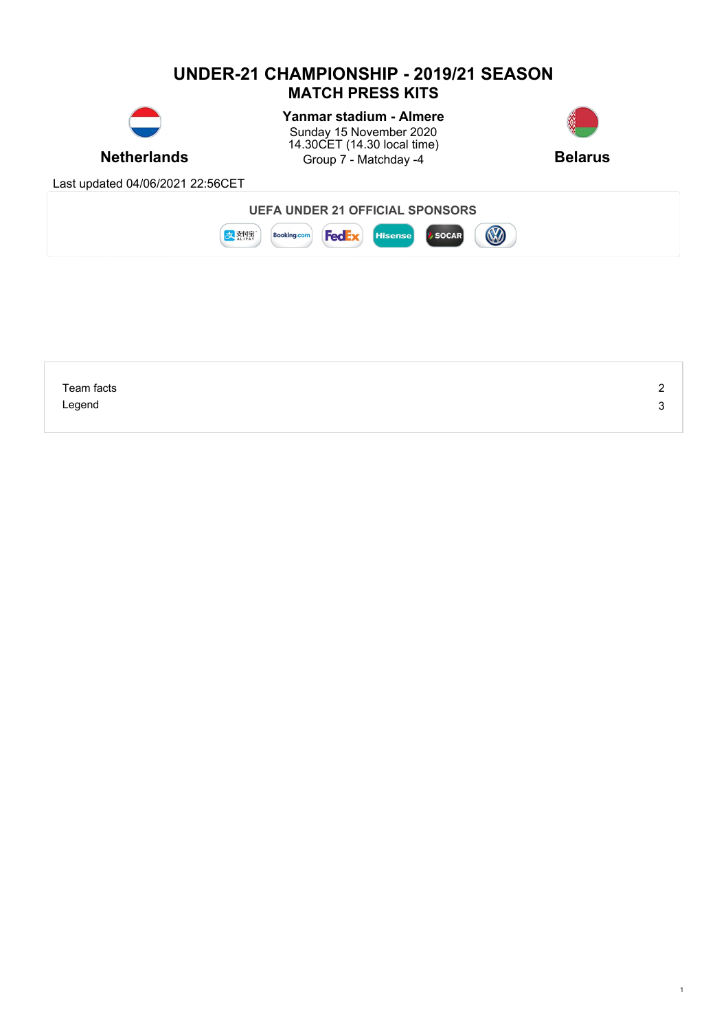# UNDER-21 CHAMPIONSHIP - 2019/21 SEASON

## MATCH PRESS KITS

**Netherlands** — **Belarus**

**Yanmar stadium - Almere**
Sunday 15 November 2020
14.30CET (14.30 local time)
Group 7 - Matchday -4

Last updated 04/06/2021 22:56CET

**UEFA UNDER 21 OFFICIAL SPONSORS**

| | |
|---|---|
| Team facts | 2 |
| Legend | 3 |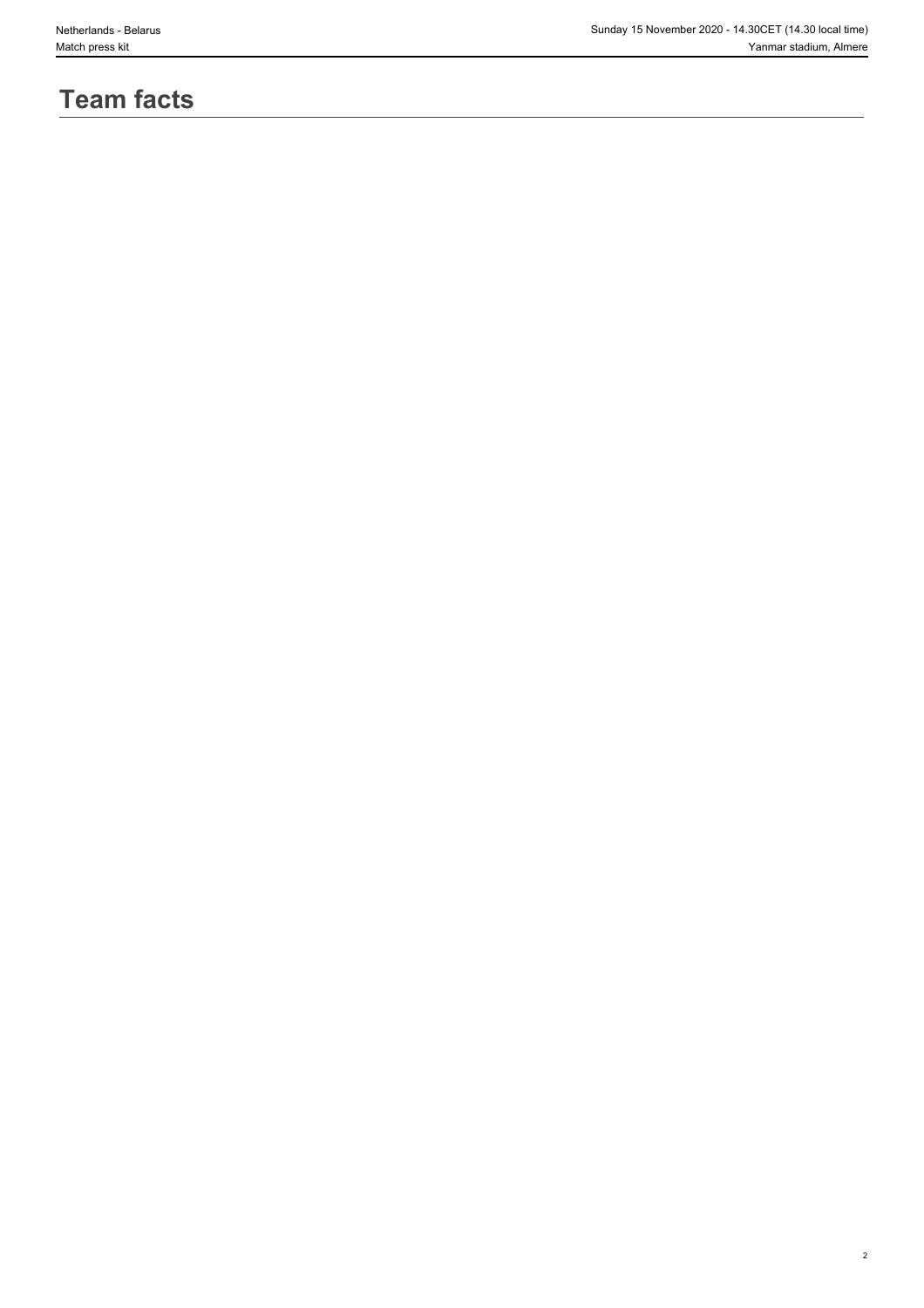# Team facts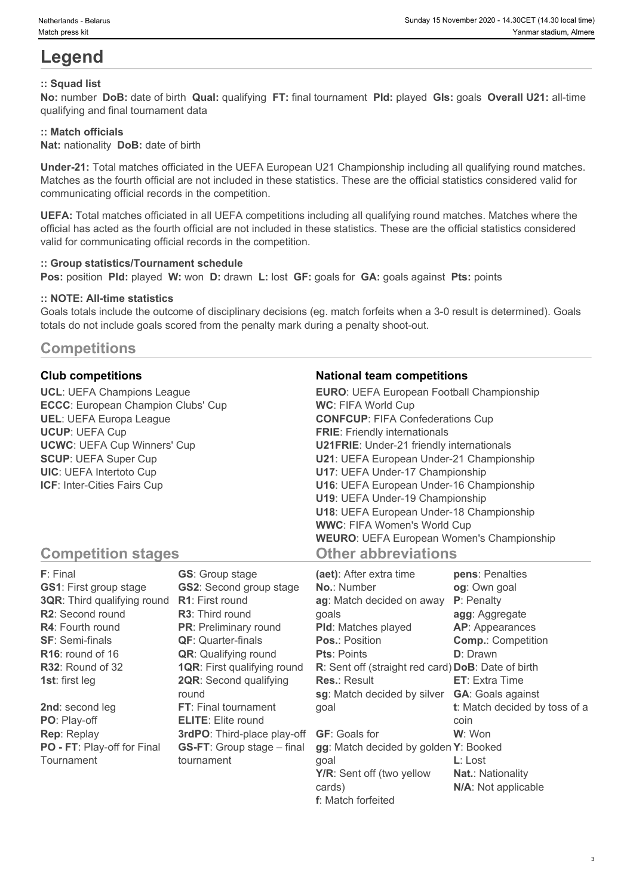# Legend

**:: Squad list**

**No:** number **DoB:** date of birth **Qual:** qualifying **FT:** final tournament **Pld:** played **Gls:** goals **Overall U21:** all-time qualifying and final tournament data

**:: Match officials**

**Nat:** nationality **DoB:** date of birth

**Under-21:** Total matches officiated in the UEFA European U21 Championship including all qualifying round matches. Matches as the fourth official are not included in these statistics. These are the official statistics considered valid for communicating official records in the competition.

**UEFA:** Total matches officiated in all UEFA competitions including all qualifying round matches. Matches where the official has acted as the fourth official are not included in these statistics. These are the official statistics considered valid for communicating official records in the competition.

**:: Group statistics/Tournament schedule**

**Pos:** position **Pld:** played **W:** won **D:** drawn **L:** lost **GF:** goals for **GA:** goals against **Pts:** points

**:: NOTE: All-time statistics**

Goals totals include the outcome of disciplinary decisions (eg. match forfeits when a 3-0 result is determined). Goals totals do not include goals scored from the penalty mark during a penalty shoot-out.

## Competitions

### Club competitions

**UCL**: UEFA Champions League
**ECCC**: European Champion Clubs' Cup
**UEL**: UEFA Europa League
**UCUP**: UEFA Cup
**UCWC**: UEFA Cup Winners' Cup
**SCUP**: UEFA Super Cup
**UIC**: UEFA Intertoto Cup
**ICF**: Inter-Cities Fairs Cup

### National team competitions

**EURO**: UEFA European Football Championship
**WC**: FIFA World Cup
**CONFCUP**: FIFA Confederations Cup
**FRIE**: Friendly internationals
**U21FRIE**: Under-21 friendly internationals
**U21**: UEFA European Under-21 Championship
**U17**: UEFA Under-17 Championship
**U16**: UEFA European Under-16 Championship
**U19**: UEFA Under-19 Championship
**U18**: UEFA European Under-18 Championship
**WWC**: FIFA Women's World Cup
**WEURO**: UEFA European Women's Championship

## Competition stages

**F**: Final
**GS1**: First group stage
**3QR**: Third qualifying round
**R2**: Second round
**R4**: Fourth round
**SF**: Semi-finals
**R16**: round of 16
**R32**: Round of 32
**1st**: first leg
**2nd**: second leg
**PO**: Play-off
**Rep**: Replay
**PO - FT**: Play-off for Final Tournament
**GS**: Group stage
**GS2**: Second group stage
**R1**: First round
**R3**: Third round
**PR**: Preliminary round
**QF**: Quarter-finals
**QR**: Qualifying round
**1QR**: First qualifying round
**2QR**: Second qualifying round
**FT**: Final tournament
**ELITE**: Elite round
**3rdPO**: Third-place play-off
**GS-FT**: Group stage – final tournament

## Other abbreviations

**(aet)**: After extra time
**No.**: Number
**ag**: Match decided on away goals
**Pld**: Matches played
**Pos.**: Position
**Pts**: Points
**R**: Sent off (straight red card)
**Res.**: Result
**sg**: Match decided by silver goal
**GF**: Goals for
**gg**: Match decided by golden goal
**Y/R**: Sent off (two yellow cards)
**f**: Match forfeited
**pens**: Penalties
**og**: Own goal
**P**: Penalty
**agg**: Aggregate
**AP**: Appearances
**Comp.**: Competition
**D**: Drawn
**DoB**: Date of birth
**ET**: Extra Time
**GA**: Goals against
**t**: Match decided by toss of a coin
**W**: Won
**Y**: Booked
**L**: Lost
**Nat.**: Nationality
**N/A**: Not applicable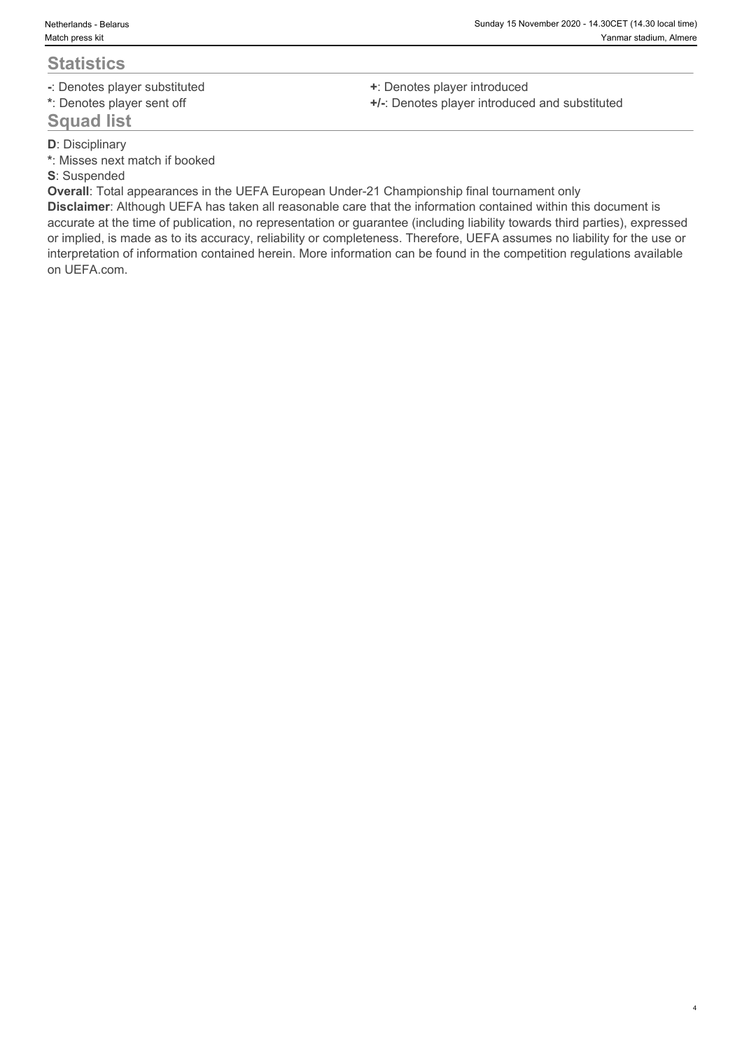## Statistics

**-**: Denotes player substituted

**+**: Denotes player introduced

**\***: Denotes player sent off

**+/-**: Denotes player introduced and substituted

## Squad list

**D**: Disciplinary

**\***: Misses next match if booked

**S**: Suspended

**Overall**: Total appearances in the UEFA European Under-21 Championship final tournament only

**Disclaimer**: Although UEFA has taken all reasonable care that the information contained within this document is accurate at the time of publication, no representation or guarantee (including liability towards third parties), expressed or implied, is made as to its accuracy, reliability or completeness. Therefore, UEFA assumes no liability for the use or interpretation of information contained herein. More information can be found in the competition regulations available on UEFA.com.